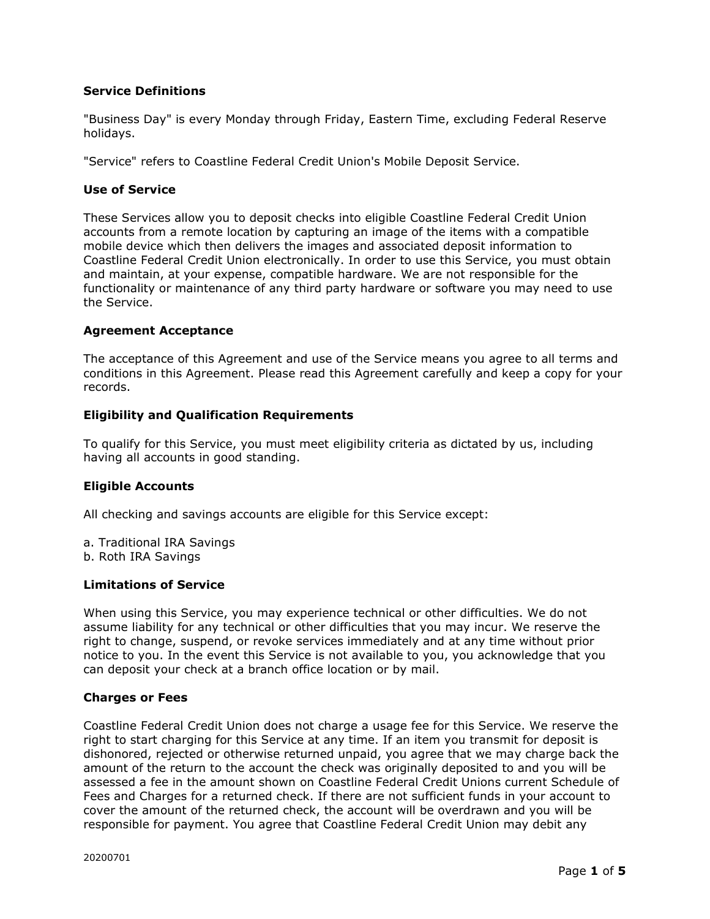### Service Definitions

"Business Day" is every Monday through Friday, Eastern Time, excluding Federal Reserve holidays.

"Service" refers to Coastline Federal Credit Union's Mobile Deposit Service.

### Use of Service

These Services allow you to deposit checks into eligible Coastline Federal Credit Union accounts from a remote location by capturing an image of the items with a compatible mobile device which then delivers the images and associated deposit information to Coastline Federal Credit Union electronically. In order to use this Service, you must obtain and maintain, at your expense, compatible hardware. We are not responsible for the functionality or maintenance of any third party hardware or software you may need to use the Service.

### Agreement Acceptance

The acceptance of this Agreement and use of the Service means you agree to all terms and conditions in this Agreement. Please read this Agreement carefully and keep a copy for your records.

### Eligibility and Qualification Requirements

To qualify for this Service, you must meet eligibility criteria as dictated by us, including having all accounts in good standing.

### Eligible Accounts

All checking and savings accounts are eligible for this Service except:

a. Traditional IRA Savings
b. Roth IRA Savings

### Limitations of Service

When using this Service, you may experience technical or other difficulties. We do not assume liability for any technical or other difficulties that you may incur. We reserve the right to change, suspend, or revoke services immediately and at any time without prior notice to you. In the event this Service is not available to you, you acknowledge that you can deposit your check at a branch office location or by mail.

### Charges or Fees

Coastline Federal Credit Union does not charge a usage fee for this Service. We reserve the right to start charging for this Service at any time. If an item you transmit for deposit is dishonored, rejected or otherwise returned unpaid, you agree that we may charge back the amount of the return to the account the check was originally deposited to and you will be assessed a fee in the amount shown on Coastline Federal Credit Unions current Schedule of Fees and Charges for a returned check. If there are not sufficient funds in your account to cover the amount of the returned check, the account will be overdrawn and you will be responsible for payment. You agree that Coastline Federal Credit Union may debit any

20200701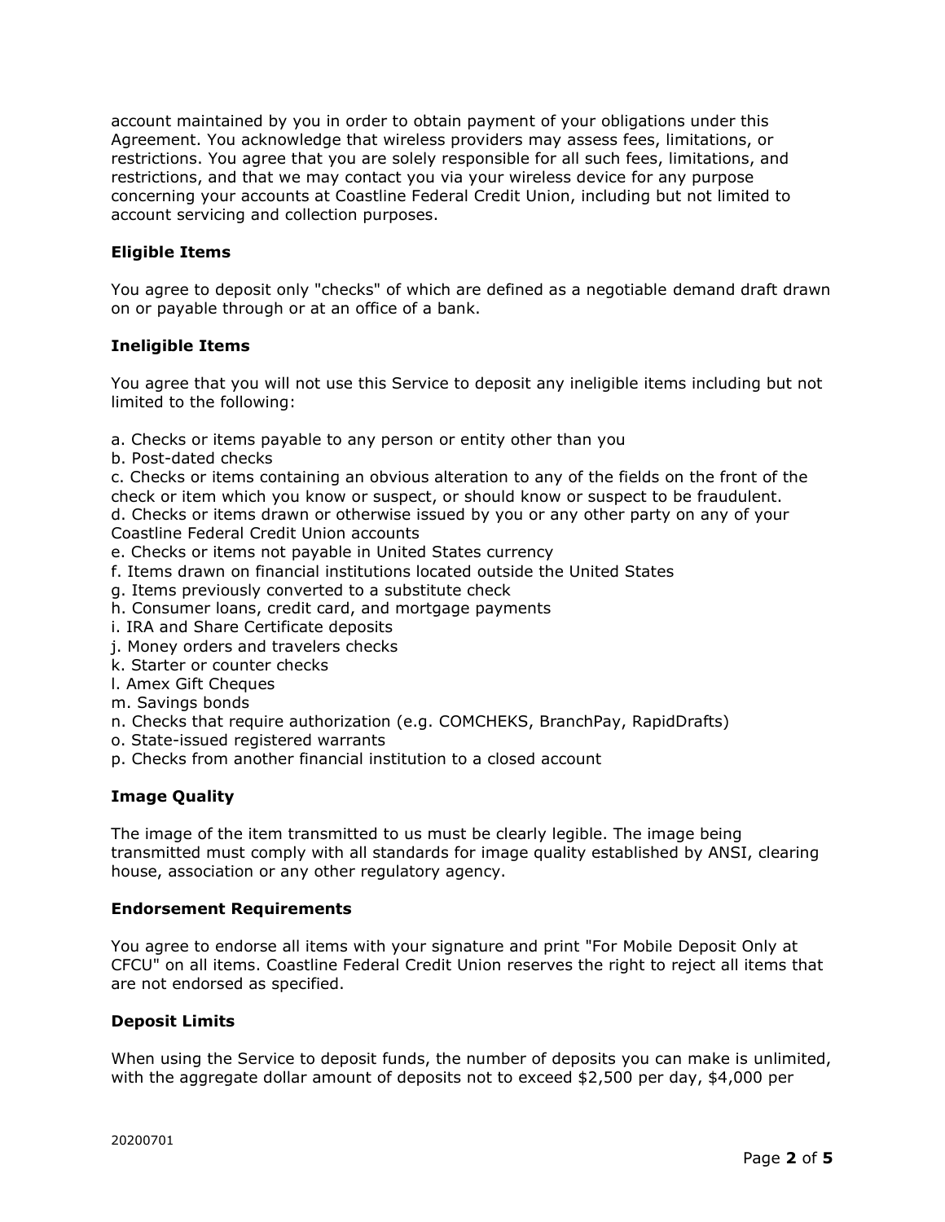account maintained by you in order to obtain payment of your obligations under this Agreement. You acknowledge that wireless providers may assess fees, limitations, or restrictions. You agree that you are solely responsible for all such fees, limitations, and restrictions, and that we may contact you via your wireless device for any purpose concerning your accounts at Coastline Federal Credit Union, including but not limited to account servicing and collection purposes.

**Eligible Items**

You agree to deposit only "checks" of which are defined as a negotiable demand draft drawn on or payable through or at an office of a bank.

**Ineligible Items**

You agree that you will not use this Service to deposit any ineligible items including but not limited to the following:

a. Checks or items payable to any person or entity other than you
b. Post-dated checks
c. Checks or items containing an obvious alteration to any of the fields on the front of the check or item which you know or suspect, or should know or suspect to be fraudulent.
d. Checks or items drawn or otherwise issued by you or any other party on any of your Coastline Federal Credit Union accounts
e. Checks or items not payable in United States currency
f. Items drawn on financial institutions located outside the United States
g. Items previously converted to a substitute check
h. Consumer loans, credit card, and mortgage payments
i. IRA and Share Certificate deposits
j. Money orders and travelers checks
k. Starter or counter checks
l. Amex Gift Cheques
m. Savings bonds
n. Checks that require authorization (e.g. COMCHEKS, BranchPay, RapidDrafts)
o. State-issued registered warrants
p. Checks from another financial institution to a closed account

**Image Quality**

The image of the item transmitted to us must be clearly legible. The image being transmitted must comply with all standards for image quality established by ANSI, clearing house, association or any other regulatory agency.

**Endorsement Requirements**

You agree to endorse all items with your signature and print "For Mobile Deposit Only at CFCU" on all items. Coastline Federal Credit Union reserves the right to reject all items that are not endorsed as specified.

**Deposit Limits**

When using the Service to deposit funds, the number of deposits you can make is unlimited, with the aggregate dollar amount of deposits not to exceed $2,500 per day, $4,000 per

20200701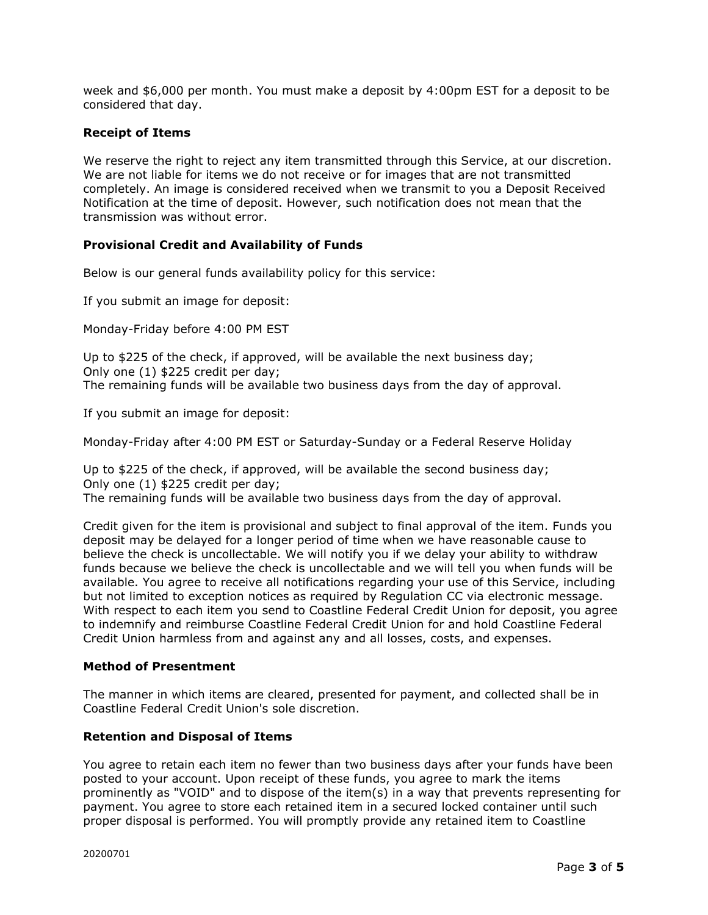week and $6,000 per month. You must make a deposit by 4:00pm EST for a deposit to be considered that day.

### Receipt of Items

We reserve the right to reject any item transmitted through this Service, at our discretion. We are not liable for items we do not receive or for images that are not transmitted completely. An image is considered received when we transmit to you a Deposit Received Notification at the time of deposit. However, such notification does not mean that the transmission was without error.

### Provisional Credit and Availability of Funds

Below is our general funds availability policy for this service:

If you submit an image for deposit:

Monday-Friday before 4:00 PM EST

Up to $225 of the check, if approved, will be available the next business day;
Only one (1) $225 credit per day;
The remaining funds will be available two business days from the day of approval.

If you submit an image for deposit:

Monday-Friday after 4:00 PM EST or Saturday-Sunday or a Federal Reserve Holiday

Up to $225 of the check, if approved, will be available the second business day;
Only one (1) $225 credit per day;
The remaining funds will be available two business days from the day of approval.

Credit given for the item is provisional and subject to final approval of the item. Funds you deposit may be delayed for a longer period of time when we have reasonable cause to believe the check is uncollectable. We will notify you if we delay your ability to withdraw funds because we believe the check is uncollectable and we will tell you when funds will be available. You agree to receive all notifications regarding your use of this Service, including but not limited to exception notices as required by Regulation CC via electronic message. With respect to each item you send to Coastline Federal Credit Union for deposit, you agree to indemnify and reimburse Coastline Federal Credit Union for and hold Coastline Federal Credit Union harmless from and against any and all losses, costs, and expenses.

### Method of Presentment

The manner in which items are cleared, presented for payment, and collected shall be in Coastline Federal Credit Union's sole discretion.

### Retention and Disposal of Items

You agree to retain each item no fewer than two business days after your funds have been posted to your account. Upon receipt of these funds, you agree to mark the items prominently as "VOID" and to dispose of the item(s) in a way that prevents representing for payment. You agree to store each retained item in a secured locked container until such proper disposal is performed. You will promptly provide any retained item to Coastline

20200701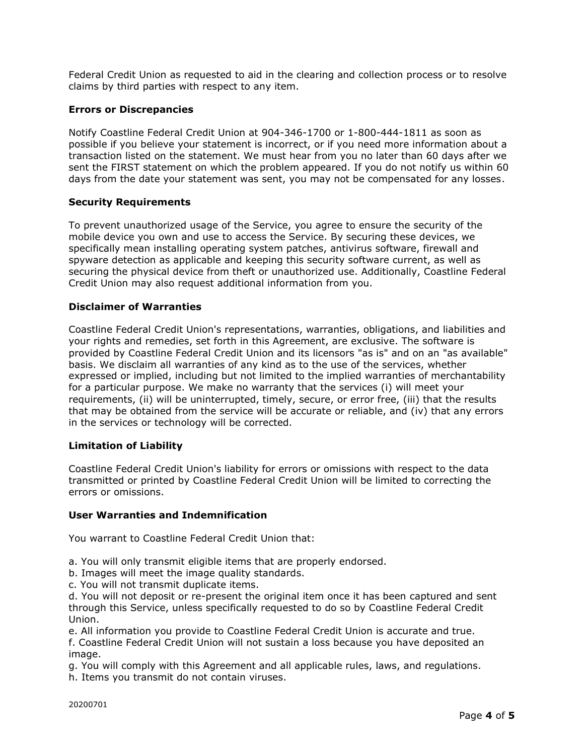Federal Credit Union as requested to aid in the clearing and collection process or to resolve claims by third parties with respect to any item.

**Errors or Discrepancies**

Notify Coastline Federal Credit Union at 904-346-1700 or 1-800-444-1811 as soon as possible if you believe your statement is incorrect, or if you need more information about a transaction listed on the statement. We must hear from you no later than 60 days after we sent the FIRST statement on which the problem appeared. If you do not notify us within 60 days from the date your statement was sent, you may not be compensated for any losses.

**Security Requirements**

To prevent unauthorized usage of the Service, you agree to ensure the security of the mobile device you own and use to access the Service. By securing these devices, we specifically mean installing operating system patches, antivirus software, firewall and spyware detection as applicable and keeping this security software current, as well as securing the physical device from theft or unauthorized use. Additionally, Coastline Federal Credit Union may also request additional information from you.

**Disclaimer of Warranties**

Coastline Federal Credit Union's representations, warranties, obligations, and liabilities and your rights and remedies, set forth in this Agreement, are exclusive. The software is provided by Coastline Federal Credit Union and its licensors "as is" and on an "as available" basis. We disclaim all warranties of any kind as to the use of the services, whether expressed or implied, including but not limited to the implied warranties of merchantability for a particular purpose. We make no warranty that the services (i) will meet your requirements, (ii) will be uninterrupted, timely, secure, or error free, (iii) that the results that may be obtained from the service will be accurate or reliable, and (iv) that any errors in the services or technology will be corrected.

**Limitation of Liability**

Coastline Federal Credit Union's liability for errors or omissions with respect to the data transmitted or printed by Coastline Federal Credit Union will be limited to correcting the errors or omissions.

**User Warranties and Indemnification**

You warrant to Coastline Federal Credit Union that:

a. You will only transmit eligible items that are properly endorsed.
b. Images will meet the image quality standards.
c. You will not transmit duplicate items.
d. You will not deposit or re-present the original item once it has been captured and sent through this Service, unless specifically requested to do so by Coastline Federal Credit Union.
e. All information you provide to Coastline Federal Credit Union is accurate and true.
f. Coastline Federal Credit Union will not sustain a loss because you have deposited an image.
g. You will comply with this Agreement and all applicable rules, laws, and regulations.
h. Items you transmit do not contain viruses.

20200701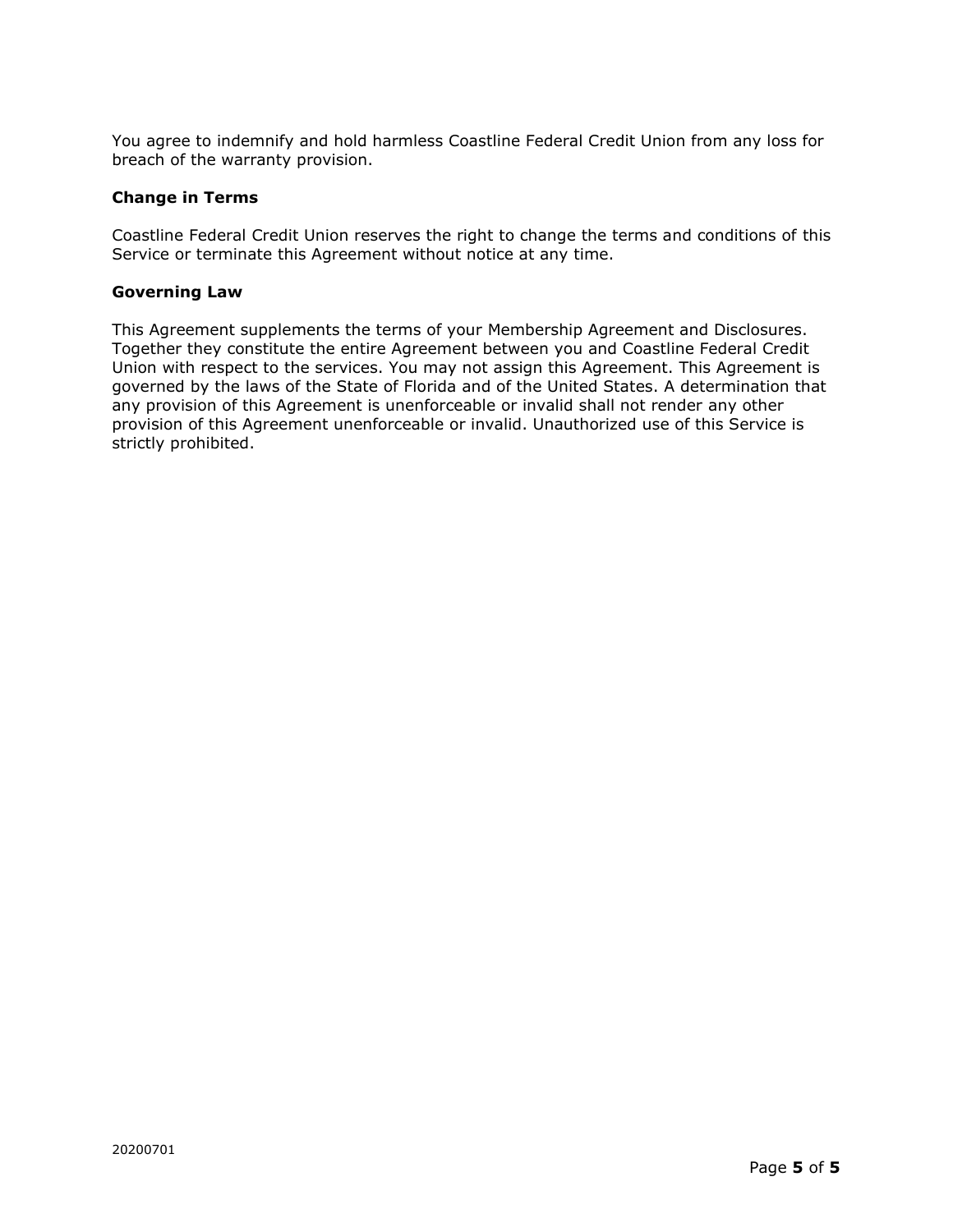You agree to indemnify and hold harmless Coastline Federal Credit Union from any loss for breach of the warranty provision.

### Change in Terms

Coastline Federal Credit Union reserves the right to change the terms and conditions of this Service or terminate this Agreement without notice at any time.

### Governing Law

This Agreement supplements the terms of your Membership Agreement and Disclosures. Together they constitute the entire Agreement between you and Coastline Federal Credit Union with respect to the services. You may not assign this Agreement. This Agreement is governed by the laws of the State of Florida and of the United States. A determination that any provision of this Agreement is unenforceable or invalid shall not render any other provision of this Agreement unenforceable or invalid. Unauthorized use of this Service is strictly prohibited.

20200701